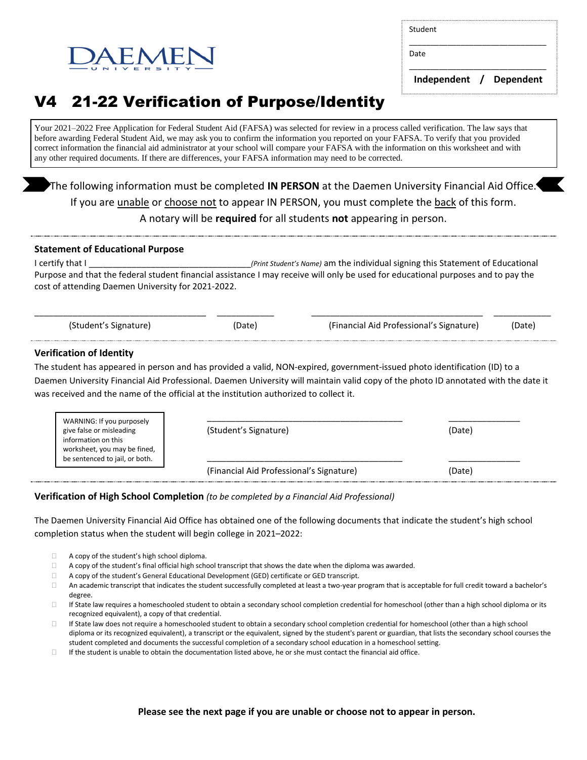DAEMEN UNIVERSITY

Student ______________________________

Date ______________________________

**Independent / Dependent**

# V4 21-22 Verification of Purpose/Identity

Your 2021–2022 Free Application for Federal Student Aid (FAFSA) was selected for review in a process called verification. The law says that before awarding Federal Student Aid, we may ask you to confirm the information you reported on your FAFSA. To verify that you provided correct information the financial aid administrator at your school will compare your FAFSA with the information on this worksheet and with any other required documents. If there are differences, your FAFSA information may need to be corrected.

The following information must be completed **IN PERSON** at the Daemen University Financial Aid Office.
If you are unable or choose not to appear IN PERSON, you must complete the back of this form.
A notary will be **required** for all students **not** appearing in person.

### Statement of Educational Purpose

I certify that I _________________________________ *(Print Student's Name)* am the individual signing this Statement of Educational Purpose and that the federal student financial assistance I may receive will only be used for educational purposes and to pay the cost of attending Daemen University for 2021-2022.

_________________________________ (Student's Signature) ___________ (Date) _________________________________ (Financial Aid Professional's Signature) ___________ (Date)

### Verification of Identity

The student has appeared in person and has provided a valid, NON-expired, government-issued photo identification (ID) to a Daemen University Financial Aid Professional. Daemen University will maintain valid copy of the photo ID annotated with the date it was received and the name of the official at the institution authorized to collect it.

WARNING: If you purposely give false or misleading information on this worksheet, you may be fined, be sentenced to jail, or both.

_________________________________ (Student's Signature) ___________ (Date)

_________________________________ (Financial Aid Professional's Signature) ___________ (Date)

### Verification of High School Completion *(to be completed by a Financial Aid Professional)*

The Daemen University Financial Aid Office has obtained one of the following documents that indicate the student's high school completion status when the student will begin college in 2021–2022:

- ☐ A copy of the student's high school diploma.
- ☐ A copy of the student's final official high school transcript that shows the date when the diploma was awarded.
- ☐ A copy of the student's General Educational Development (GED) certificate or GED transcript.
- ☐ An academic transcript that indicates the student successfully completed at least a two-year program that is acceptable for full credit toward a bachelor's degree.
- ☐ If State law requires a homeschooled student to obtain a secondary school completion credential for homeschool (other than a high school diploma or its recognized equivalent), a copy of that credential.
- ☐ If State law does not require a homeschooled student to obtain a secondary school completion credential for homeschool (other than a high school diploma or its recognized equivalent), a transcript or the equivalent, signed by the student's parent or guardian, that lists the secondary school courses the student completed and documents the successful completion of a secondary school education in a homeschool setting.
- ☐ If the student is unable to obtain the documentation listed above, he or she must contact the financial aid office.

**Please see the next page if you are unable or choose not to appear in person.**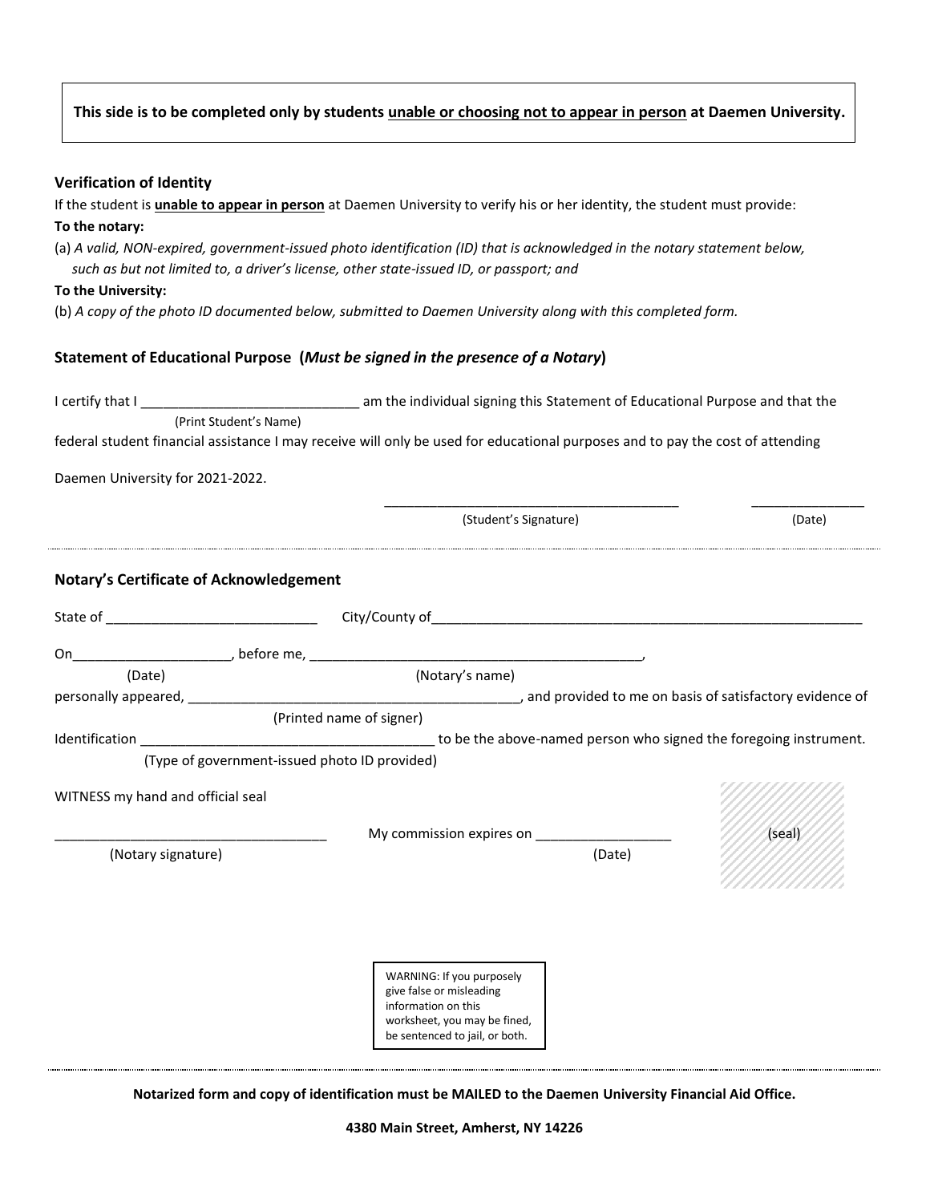**This side is to be completed only by students unable or choosing not to appear in person at Daemen University.**

### Verification of Identity

If the student is **unable to appear in person** at Daemen University to verify his or her identity, the student must provide:

**To the notary:**

(a) *A valid, NON-expired, government-issued photo identification (ID) that is acknowledged in the notary statement below, such as but not limited to, a driver's license, other state-issued ID, or passport; and*

**To the University:**

(b) *A copy of the photo ID documented below, submitted to Daemen University along with this completed form.*

### Statement of Educational Purpose (*Must be signed in the presence of a Notary*)

I certify that I ____________________________ am the individual signing this Statement of Educational Purpose and that the
(Print Student's Name)

federal student financial assistance I may receive will only be used for educational purposes and to pay the cost of attending Daemen University for 2021-2022.

________________________________________ (Student's Signature)　　_______________ (Date)

### Notary's Certificate of Acknowledgement

State of ___________________________ City/County of ___________________________________________________________

On____________________ (Date), before me, ____________________________________________ (Notary's name),

personally appeared, ____________________________________________ (Printed name of signer), and provided to me on basis of satisfactory evidence of

Identification _______________________________________ (Type of government-issued photo ID provided) to be the above-named person who signed the foregoing instrument.

WITNESS my hand and official seal

___________________________________ (Notary signature)　　My commission expires on _________________ (Date)　　(seal)

WARNING: If you purposely give false or misleading information on this worksheet, you may be fined, be sentenced to jail, or both.

**Notarized form and copy of identification must be MAILED to the Daemen University Financial Aid Office.**

**4380 Main Street, Amherst, NY 14226**